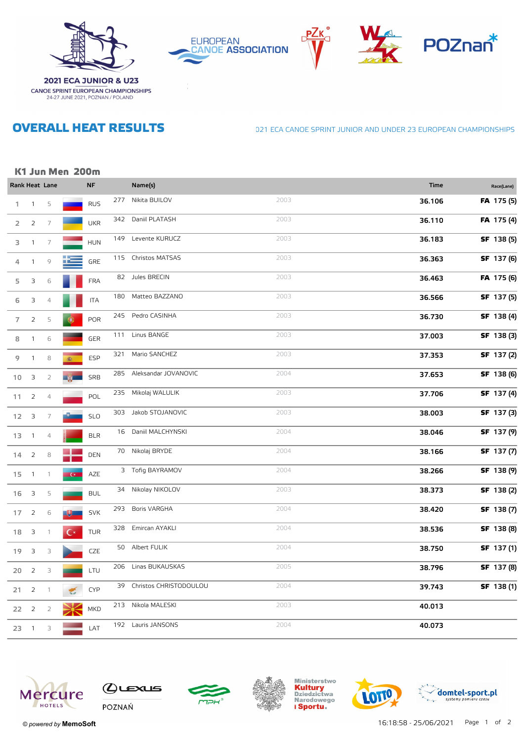2021 ECA JUNIOR & U23
CANOE SPRINT EUROPEAN CHAMPIONSHIPS
24-27 JUNE 2021, POZNAN / POLAND

EUROPEAN CANOE ASSOCIATION

# OVERALL HEAT RESULTS

021 ECA CANOE SPRINT JUNIOR AND UNDER 23 EUROPEAN CHAMPIONSHIPS

## K1 Jun Men 200m

| Rank | Heat | Lane | NF | | Name(s) | | Time | Race(Lane) |
|---|---|---|---|---|---|---|---|---|
| 1 | 1 | 5 | RUS | 277 | Nikita BUILOV | 2003 | 36.106 | **FA** 175 (5) |
| 2 | 2 | 7 | UKR | 342 | Daniil PLATASH | 2003 | 36.110 | **FA** 175 (4) |
| 3 | 1 | 7 | HUN | 149 | Levente KURUCZ | 2003 | 36.183 | **SF** 138 (5) |
| 4 | 1 | 9 | GRE | 115 | Christos MATSAS | 2003 | 36.363 | **SF** 137 (6) |
| 5 | 3 | 6 | FRA | 82 | Jules BRECIN | 2003 | 36.463 | **FA** 175 (6) |
| 6 | 3 | 4 | ITA | 180 | Matteo BAZZANO | 2003 | 36.566 | **SF** 137 (5) |
| 7 | 2 | 5 | POR | 245 | Pedro CASINHA | 2003 | 36.730 | **SF** 138 (4) |
| 8 | 1 | 6 | GER | 111 | Linus BANGE | 2003 | 37.003 | **SF** 138 (3) |
| 9 | 1 | 8 | ESP | 321 | Mario SANCHEZ | 2003 | 37.353 | **SF** 137 (2) |
| 10 | 3 | 2 | SRB | 285 | Aleksandar JOVANOVIC | 2004 | 37.653 | **SF** 138 (6) |
| 11 | 2 | 4 | POL | 235 | Mikolaj WALULIK | 2003 | 37.706 | **SF** 137 (4) |
| 12 | 3 | 7 | SLO | 303 | Jakob STOJANOVIC | 2003 | 38.003 | **SF** 137 (3) |
| 13 | 1 | 4 | BLR | 16 | Daniil MALCHYNSKI | 2004 | 38.046 | **SF** 137 (9) |
| 14 | 2 | 8 | DEN | 70 | Nikolaj BRYDE | 2004 | 38.166 | **SF** 137 (7) |
| 15 | 1 | 1 | AZE | 3 | Tofig BAYRAMOV | 2004 | 38.266 | **SF** 138 (9) |
| 16 | 3 | 5 | BUL | 34 | Nikolay NIKOLOV | 2003 | 38.373 | **SF** 138 (2) |
| 17 | 2 | 6 | SVK | 293 | Boris VARGHA | 2004 | 38.420 | **SF** 138 (7) |
| 18 | 3 | 1 | TUR | 328 | Emircan AYAKLI | 2004 | 38.536 | **SF** 138 (8) |
| 19 | 3 | 3 | CZE | 50 | Albert FULIK | 2004 | 38.750 | **SF** 137 (1) |
| 20 | 2 | 3 | LTU | 206 | Linas BUKAUSKAS | 2005 | 38.796 | **SF** 137 (8) |
| 21 | 2 | 1 | CYP | 39 | Christos CHRISTODOULOU | 2004 | 39.743 | **SF** 138 (1) |
| 22 | 2 | 2 | MKD | 213 | Nikola MALESKI | 2003 | 40.013 | |
| 23 | 1 | 3 | LAT | 192 | Lauris JANSONS | 2004 | 40.073 | |

© powered by MemoSoft

16:18:58 - 25/06/2021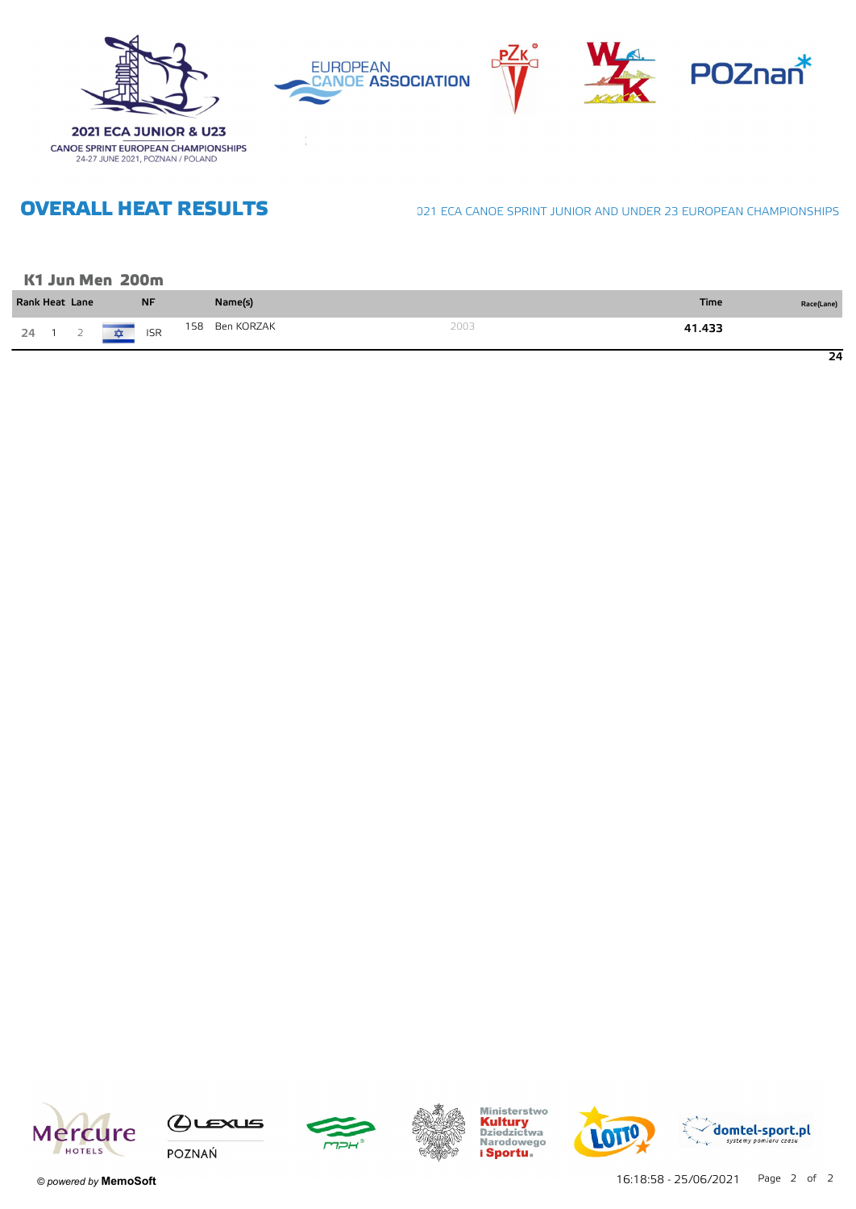## OVERALL HEAT RESULTS

2021 ECA CANOE SPRINT JUNIOR AND UNDER 23 EUROPEAN CHAMPIONSHIPS

### K1 Jun Men 200m

| Rank | Heat | Lane | | NF | | Name(s) | | Time | Race(Lane) |
|---|---|---|---|---|---|---|---|---|---|
| 24 | 1 | 2 | | ISR | 158 | Ben KORZAK | 2003 | **41.433** | |

24